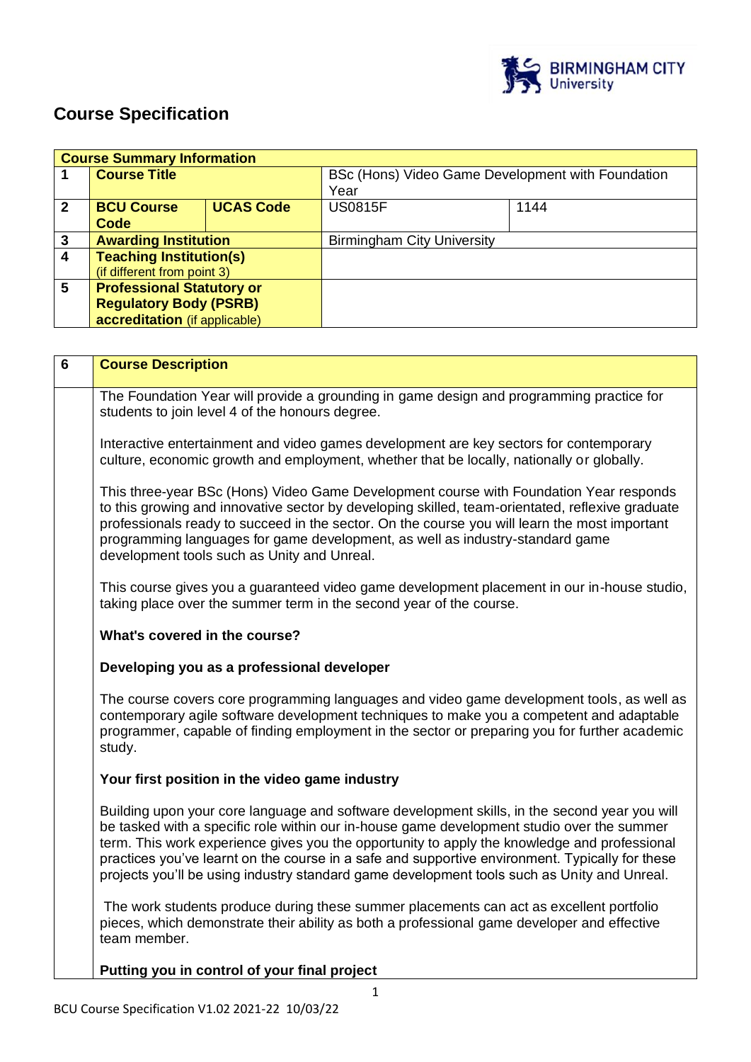# Course Specification

| Course Summary Information | | | | |
|---|---|---|---|---|
| 1 | **Course Title** | | BSc (Hons) Video Game Development with Foundation Year | |
| 2 | **BCU Course Code** | **UCAS Code** | US0815F | 1144 |
| 3 | **Awarding Institution** | | Birmingham City University | |
| 4 | **Teaching Institution(s)** (if different from point 3) | | | |
| 5 | **Professional Statutory or Regulatory Body (PSRB) accreditation** (if applicable) | | | |

| 6 | **Course Description** |
|---|---|

The Foundation Year will provide a grounding in game design and programming practice for students to join level 4 of the honours degree.

Interactive entertainment and video games development are key sectors for contemporary culture, economic growth and employment, whether that be locally, nationally or globally.

This three-year BSc (Hons) Video Game Development course with Foundation Year responds to this growing and innovative sector by developing skilled, team-orientated, reflexive graduate professionals ready to succeed in the sector. On the course you will learn the most important programming languages for game development, as well as industry-standard game development tools such as Unity and Unreal.

This course gives you a guaranteed video game development placement in our in-house studio, taking place over the summer term in the second year of the course.

**What's covered in the course?**

**Developing you as a professional developer**

The course covers core programming languages and video game development tools, as well as contemporary agile software development techniques to make you a competent and adaptable programmer, capable of finding employment in the sector or preparing you for further academic study.

**Your first position in the video game industry**

Building upon your core language and software development skills, in the second year you will be tasked with a specific role within our in-house game development studio over the summer term. This work experience gives you the opportunity to apply the knowledge and professional practices you've learnt on the course in a safe and supportive environment. Typically for these projects you'll be using industry standard game development tools such as Unity and Unreal.

The work students produce during these summer placements can act as excellent portfolio pieces, which demonstrate their ability as both a professional game developer and effective team member.

**Putting you in control of your final project**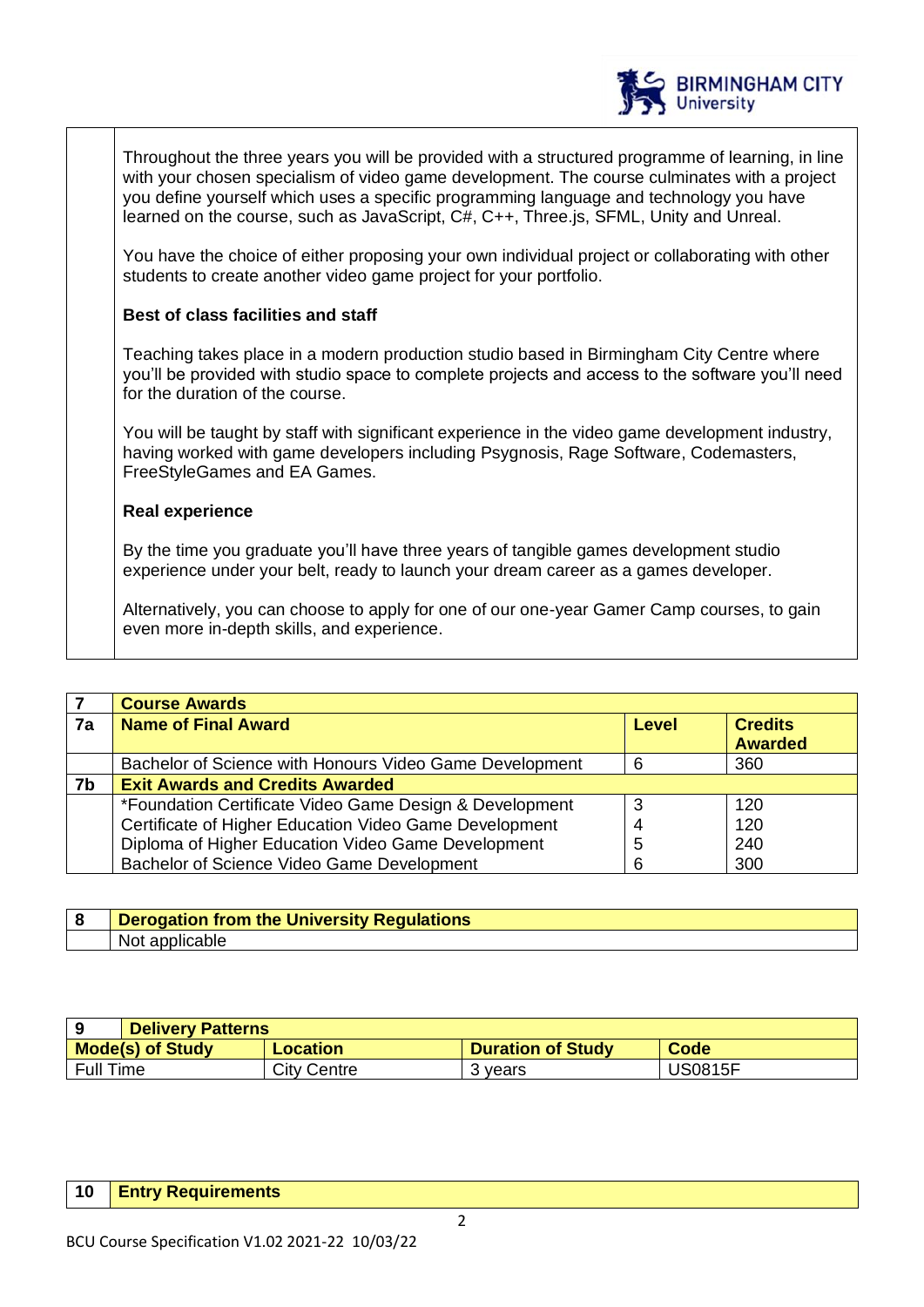Throughout the three years you will be provided with a structured programme of learning, in line with your chosen specialism of video game development. The course culminates with a project you define yourself which uses a specific programming language and technology you have learned on the course, such as JavaScript, C#, C++, Three.js, SFML, Unity and Unreal.

You have the choice of either proposing your own individual project or collaborating with other students to create another video game project for your portfolio.

**Best of class facilities and staff**

Teaching takes place in a modern production studio based in Birmingham City Centre where you'll be provided with studio space to complete projects and access to the software you'll need for the duration of the course.

You will be taught by staff with significant experience in the video game development industry, having worked with game developers including Psygnosis, Rage Software, Codemasters, FreeStyleGames and EA Games.

**Real experience**

By the time you graduate you'll have three years of tangible games development studio experience under your belt, ready to launch your dream career as a games developer.

Alternatively, you can choose to apply for one of our one-year Gamer Camp courses, to gain even more in-depth skills, and experience.

| 7 | **Course Awards** | | |
|---|---|---|---|
| **7a** | **Name of Final Award** | **Level** | **Credits Awarded** |
| | Bachelor of Science with Honours Video Game Development | 6 | 360 |
| **7b** | **Exit Awards and Credits Awarded** | | |
| | *Foundation Certificate Video Game Design & Development | 3 | 120 |
| | Certificate of Higher Education Video Game Development | 4 | 120 |
| | Diploma of Higher Education Video Game Development | 5 | 240 |
| | Bachelor of Science Video Game Development | 6 | 300 |

| 8 | **Derogation from the University Regulations** |
|---|---|
| | Not applicable |

| 9 | **Delivery Patterns** | | |
|---|---|---|---|
| **Mode(s) of Study** | **Location** | **Duration of Study** | **Code** |
| Full Time | City Centre | 3 years | US0815F |

| 10 | **Entry Requirements** |
|---|---|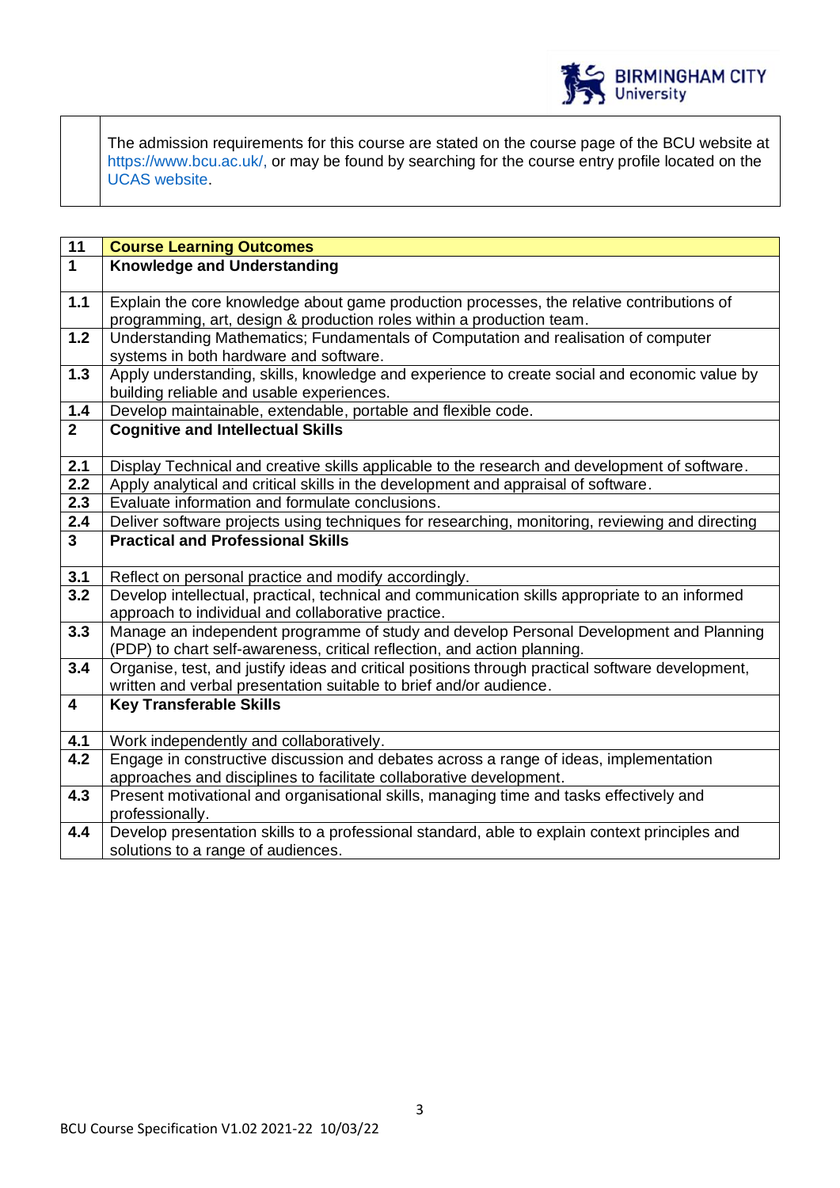| | |
|---|---|
| | The admission requirements for this course are stated on the course page of the BCU website at https://www.bcu.ac.uk/, or may be found by searching for the course entry profile located on the UCAS website. |

| 11 | **Course Learning Outcomes** |
|---|---|
| **1** | **Knowledge and Understanding** |
| **1.1** | Explain the core knowledge about game production processes, the relative contributions of programming, art, design & production roles within a production team. |
| **1.2** | Understanding Mathematics; Fundamentals of Computation and realisation of computer systems in both hardware and software. |
| **1.3** | Apply understanding, skills, knowledge and experience to create social and economic value by building reliable and usable experiences. |
| **1.4** | Develop maintainable, extendable, portable and flexible code. |
| **2** | **Cognitive and Intellectual Skills** |
| **2.1** | Display Technical and creative skills applicable to the research and development of software. |
| **2.2** | Apply analytical and critical skills in the development and appraisal of software. |
| **2.3** | Evaluate information and formulate conclusions. |
| **2.4** | Deliver software projects using techniques for researching, monitoring, reviewing and directing |
| **3** | **Practical and Professional Skills** |
| **3.1** | Reflect on personal practice and modify accordingly. |
| **3.2** | Develop intellectual, practical, technical and communication skills appropriate to an informed approach to individual and collaborative practice. |
| **3.3** | Manage an independent programme of study and develop Personal Development and Planning (PDP) to chart self-awareness, critical reflection, and action planning. |
| **3.4** | Organise, test, and justify ideas and critical positions through practical software development, written and verbal presentation suitable to brief and/or audience. |
| **4** | **Key Transferable Skills** |
| **4.1** | Work independently and collaboratively. |
| **4.2** | Engage in constructive discussion and debates across a range of ideas, implementation approaches and disciplines to facilitate collaborative development. |
| **4.3** | Present motivational and organisational skills, managing time and tasks effectively and professionally. |
| **4.4** | Develop presentation skills to a professional standard, able to explain context principles and solutions to a range of audiences. |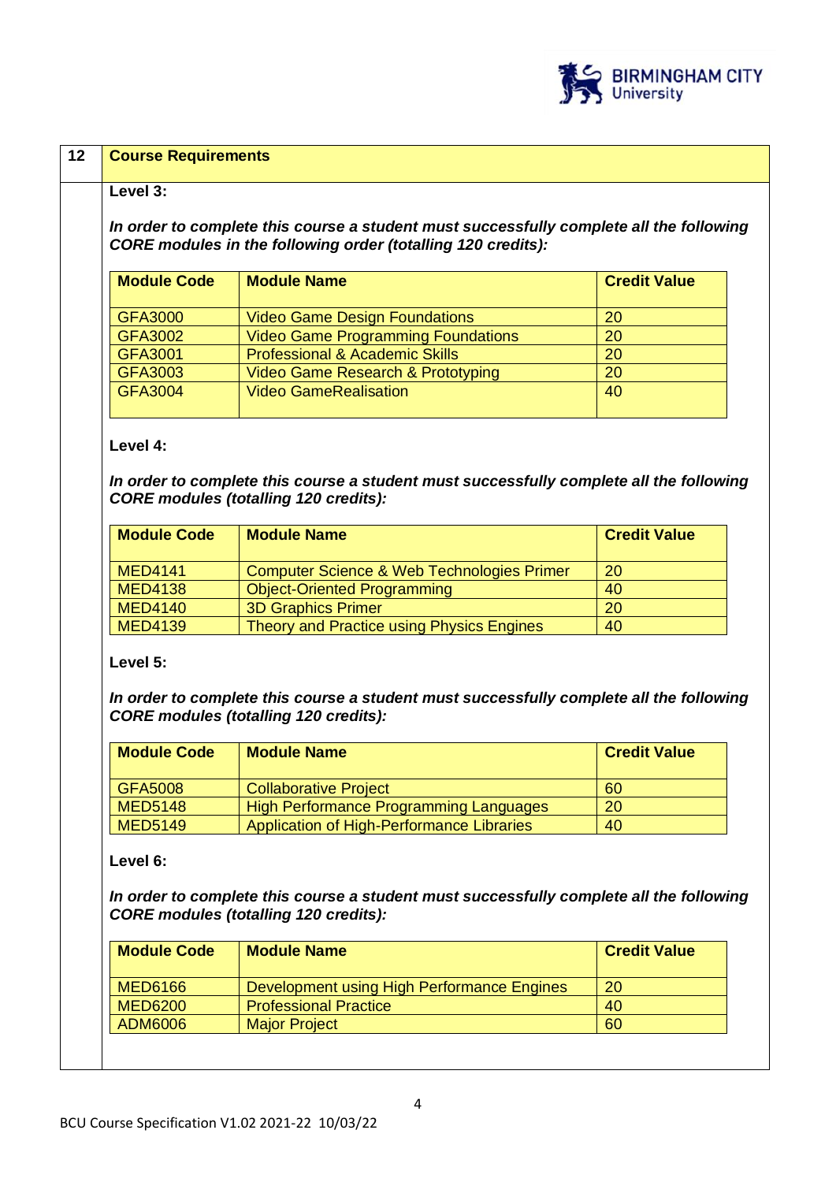## 12 Course Requirements

**Level 3:**

***In order to complete this course a student must successfully complete all the following CORE modules in the following order (totalling 120 credits):***

| Module Code | Module Name | Credit Value |
|---|---|---|
| GFA3000 | Video Game Design Foundations | 20 |
| GFA3002 | Video Game Programming Foundations | 20 |
| GFA3001 | Professional & Academic Skills | 20 |
| GFA3003 | Video Game Research & Prototyping | 20 |
| GFA3004 | Video GameRealisation | 40 |

**Level 4:**

***In order to complete this course a student must successfully complete all the following CORE modules (totalling 120 credits):***

| Module Code | Module Name | Credit Value |
|---|---|---|
| MED4141 | Computer Science & Web Technologies Primer | 20 |
| MED4138 | Object-Oriented Programming | 40 |
| MED4140 | 3D Graphics Primer | 20 |
| MED4139 | Theory and Practice using Physics Engines | 40 |

**Level 5:**

***In order to complete this course a student must successfully complete all the following CORE modules (totalling 120 credits):***

| Module Code | Module Name | Credit Value |
|---|---|---|
| GFA5008 | Collaborative Project | 60 |
| MED5148 | High Performance Programming Languages | 20 |
| MED5149 | Application of High-Performance Libraries | 40 |

**Level 6:**

***In order to complete this course a student must successfully complete all the following CORE modules (totalling 120 credits):***

| Module Code | Module Name | Credit Value |
|---|---|---|
| MED6166 | Development using High Performance Engines | 20 |
| MED6200 | Professional Practice | 40 |
| ADM6006 | Major Project | 60 |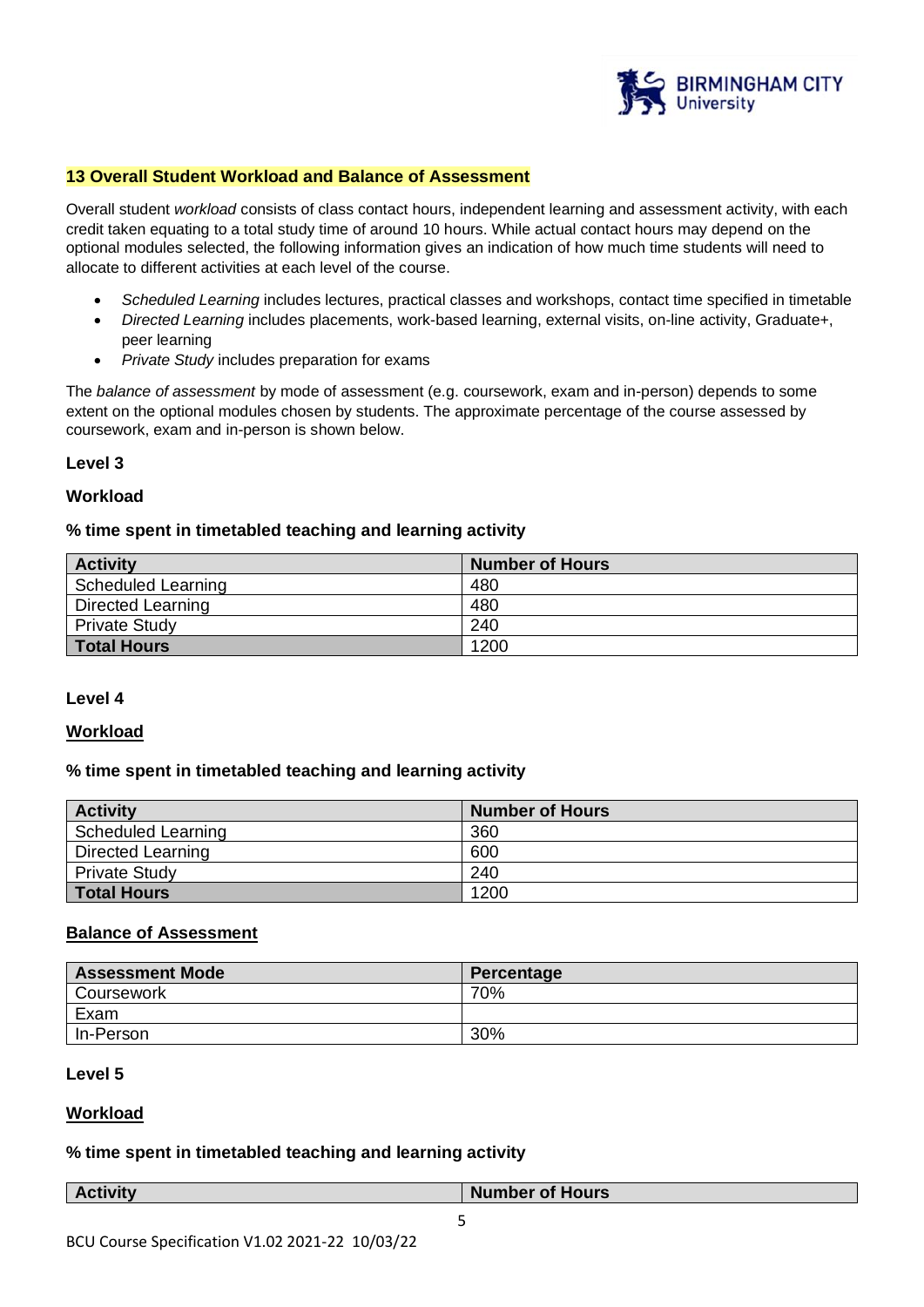## 13 Overall Student Workload and Balance of Assessment

Overall student *workload* consists of class contact hours, independent learning and assessment activity, with each credit taken equating to a total study time of around 10 hours. While actual contact hours may depend on the optional modules selected, the following information gives an indication of how much time students will need to allocate to different activities at each level of the course.

- *Scheduled Learning* includes lectures, practical classes and workshops, contact time specified in timetable
- *Directed Learning* includes placements, work-based learning, external visits, on-line activity, Graduate+, peer learning
- *Private Study* includes preparation for exams

The *balance of assessment* by mode of assessment (e.g. coursework, exam and in-person) depends to some extent on the optional modules chosen by students. The approximate percentage of the course assessed by coursework, exam and in-person is shown below.

**Level 3**

**Workload**

**% time spent in timetabled teaching and learning activity**

| Activity | Number of Hours |
|---|---|
| Scheduled Learning | 480 |
| Directed Learning | 480 |
| Private Study | 240 |
| **Total Hours** | 1200 |

**Level 4**

**Workload**

**% time spent in timetabled teaching and learning activity**

| Activity | Number of Hours |
|---|---|
| Scheduled Learning | 360 |
| Directed Learning | 600 |
| Private Study | 240 |
| **Total Hours** | 1200 |

**Balance of Assessment**

| Assessment Mode | Percentage |
|---|---|
| Coursework | 70% |
| Exam | |
| In-Person | 30% |

**Level 5**

**Workload**

**% time spent in timetabled teaching and learning activity**

| Activity | Number of Hours |
|---|---|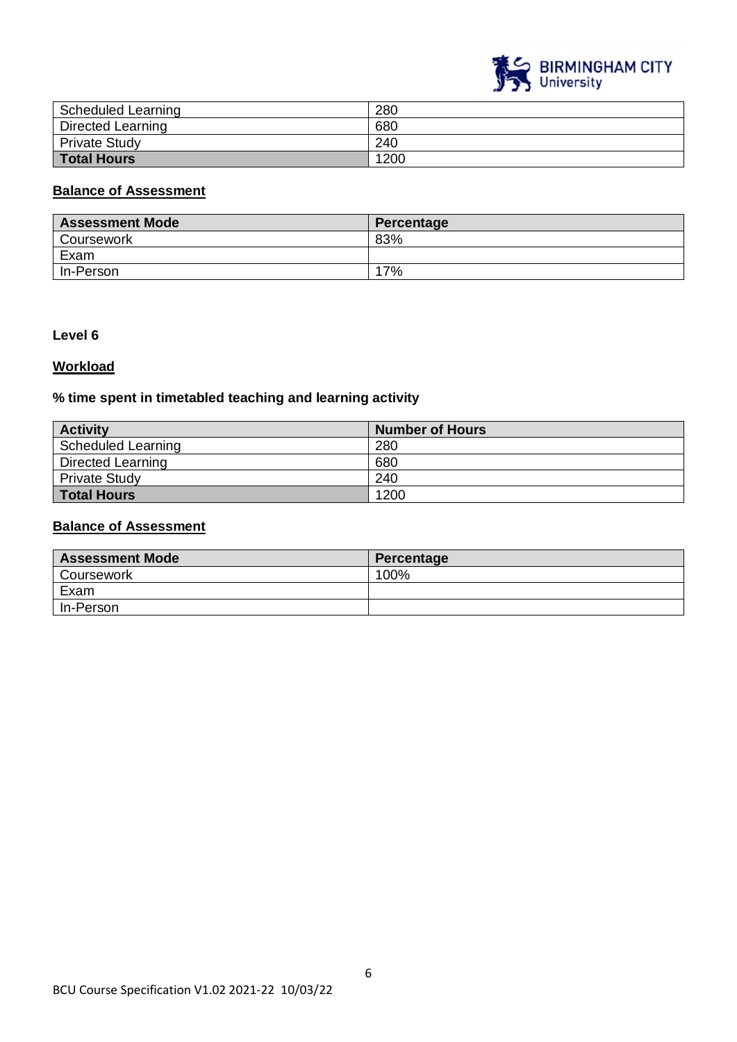| | |
|---|---|
| Scheduled Learning | 280 |
| Directed Learning | 680 |
| Private Study | 240 |
| **Total Hours** | 1200 |

**Balance of Assessment**

| Assessment Mode | Percentage |
|---|---|
| Coursework | 83% |
| Exam | |
| In-Person | 17% |

**Level 6**

**Workload**

**% time spent in timetabled teaching and learning activity**

| Activity | Number of Hours |
|---|---|
| Scheduled Learning | 280 |
| Directed Learning | 680 |
| Private Study | 240 |
| **Total Hours** | 1200 |

**Balance of Assessment**

| Assessment Mode | Percentage |
|---|---|
| Coursework | 100% |
| Exam | |
| In-Person | |